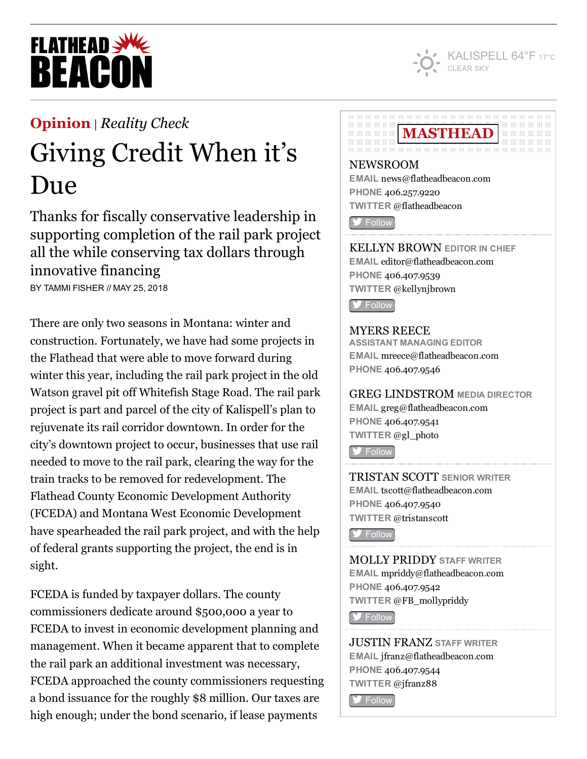**Opinion** | *Reality Check*

# Giving Credit When it's Due

Thanks for fiscally conservative leadership in supporting completion of the rail park project all the while conserving tax dollars through innovative financing

BY TAMMI FISHER // MAY 25, 2018

There are only two seasons in Montana: winter and construction. Fortunately, we have had some projects in the Flathead that were able to move forward during winter this year, including the rail park project in the old Watson gravel pit off Whitefish Stage Road. The rail park project is part and parcel of the city of Kalispell's plan to rejuvenate its rail corridor downtown. In order for the city's downtown project to occur, businesses that use rail needed to move to the rail park, clearing the way for the train tracks to be removed for redevelopment. The Flathead County Economic Development Authority (FCEDA) and Montana West Economic Development have spearheaded the rail park project, and with the help of federal grants supporting the project, the end is in sight.

FCEDA is funded by taxpayer dollars. The county commissioners dedicate around $500,000 a year to FCEDA to invest in economic development planning and management. When it became apparent that to complete the rail park an additional investment was necessary, FCEDA approached the county commissioners requesting a bond issuance for the roughly $8 million. Our taxes are high enough; under the bond scenario, if lease payments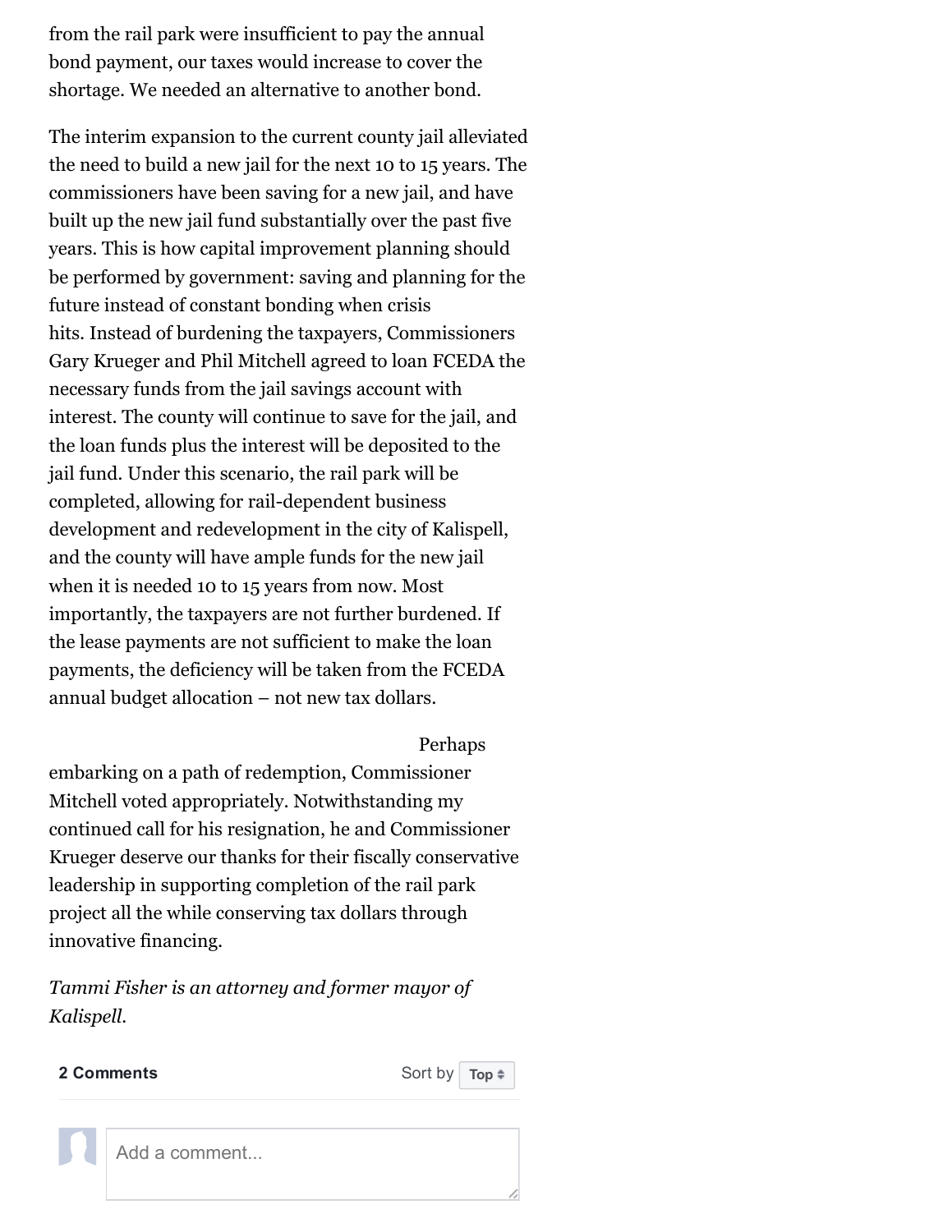from the rail park were insufficient to pay the annual bond payment, our taxes would increase to cover the shortage. We needed an alternative to another bond.

The interim expansion to the current county jail alleviated the need to build a new jail for the next 10 to 15 years. The commissioners have been saving for a new jail, and have built up the new jail fund substantially over the past five years. This is how capital improvement planning should be performed by government: saving and planning for the future instead of constant bonding when crisis hits. Instead of burdening the taxpayers, Commissioners Gary Krueger and Phil Mitchell agreed to loan FCEDA the necessary funds from the jail savings account with interest. The county will continue to save for the jail, and the loan funds plus the interest will be deposited to the jail fund. Under this scenario, the rail park will be completed, allowing for rail-dependent business development and redevelopment in the city of Kalispell, and the county will have ample funds for the new jail when it is needed 10 to 15 years from now. Most importantly, the taxpayers are not further burdened. If the lease payments are not sufficient to make the loan payments, the deficiency will be taken from the FCEDA annual budget allocation – not new tax dollars.

Perhaps embarking on a path of redemption, Commissioner Mitchell voted appropriately. Notwithstanding my continued call for his resignation, he and Commissioner Krueger deserve our thanks for their fiscally conservative leadership in supporting completion of the rail park project all the while conserving tax dollars through innovative financing.

*Tammi Fisher is an attorney and former mayor of Kalispell.*

**2 Comments** Sort by Top

Add a comment...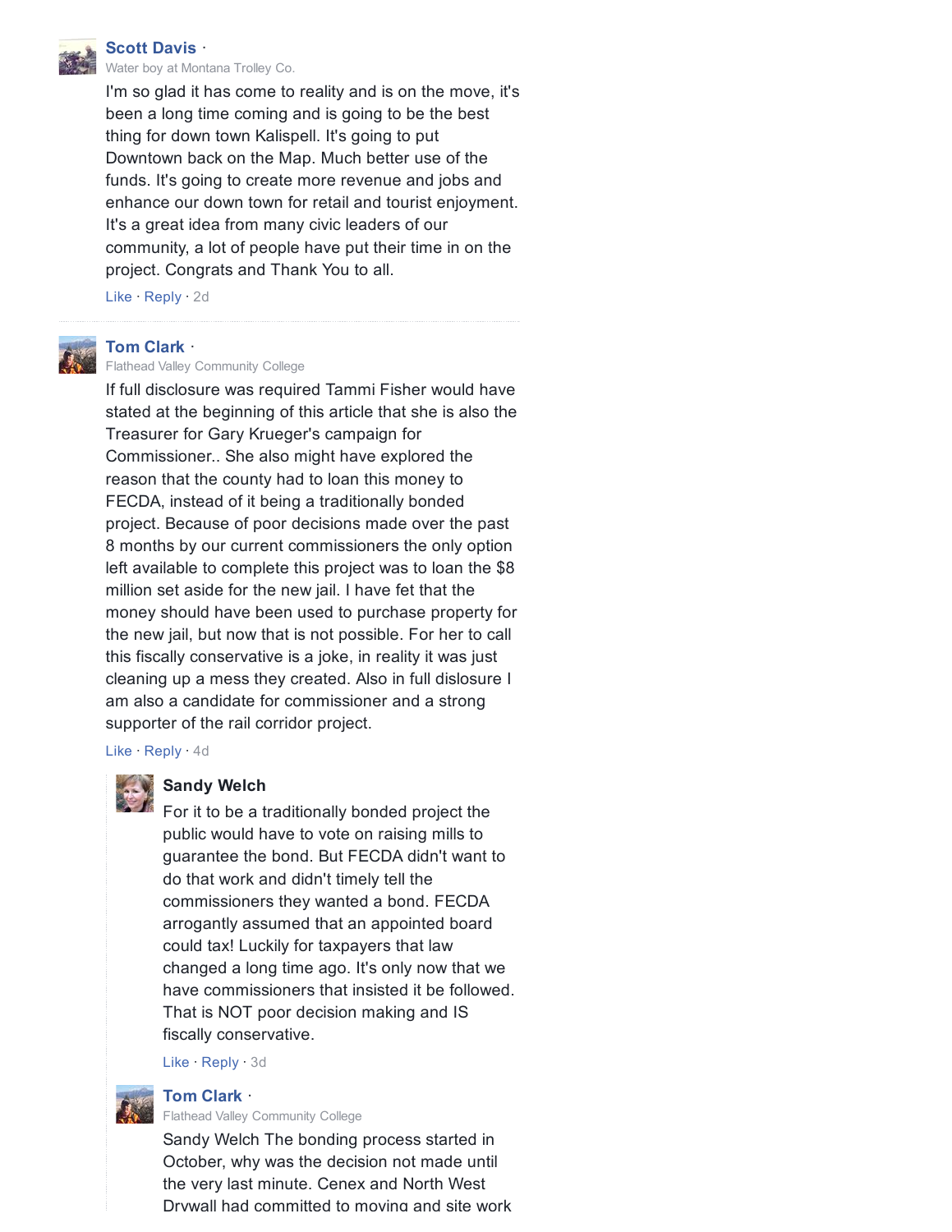**Scott Davis** ·
Water boy at Montana Trolley Co.

I'm so glad it has come to reality and is on the move, it's been a long time coming and is going to be the best thing for down town Kalispell. It's going to put Downtown back on the Map. Much better use of the funds. It's going to create more revenue and jobs and enhance our down town for retail and tourist enjoyment. It's a great idea from many civic leaders of our community, a lot of people have put their time in on the project. Congrats and Thank You to all.

Like · Reply · 2d

---

**Tom Clark** ·
Flathead Valley Community College

If full disclosure was required Tammi Fisher would have stated at the beginning of this article that she is also the Treasurer for Gary Krueger's campaign for Commissioner.. She also might have explored the reason that the county had to loan this money to FECDA, instead of it being a traditionally bonded project. Because of poor decisions made over the past 8 months by our current commissioners the only option left available to complete this project was to loan the $8 million set aside for the new jail. I have fet that the money should have been used to purchase property for the new jail, but now that is not possible. For her to call this fiscally conservative is a joke, in reality it was just cleaning up a mess they created. Also in full dislosure I am also a candidate for commissioner and a strong supporter of the rail corridor project.

Like · Reply · 4d

> **Sandy Welch**
>
> For it to be a traditionally bonded project the public would have to vote on raising mills to guarantee the bond. But FECDA didn't want to do that work and didn't timely tell the commissioners they wanted a bond. FECDA arrogantly assumed that an appointed board could tax! Luckily for taxpayers that law changed a long time ago. It's only now that we have commissioners that insisted it be followed. That is NOT poor decision making and IS fiscally conservative.
>
> Like · Reply · 3d

> **Tom Clark** ·
> Flathead Valley Community College
>
> Sandy Welch The bonding process started in October, why was the decision not made until the very last minute. Cenex and North West Drywall had committed to moving and site work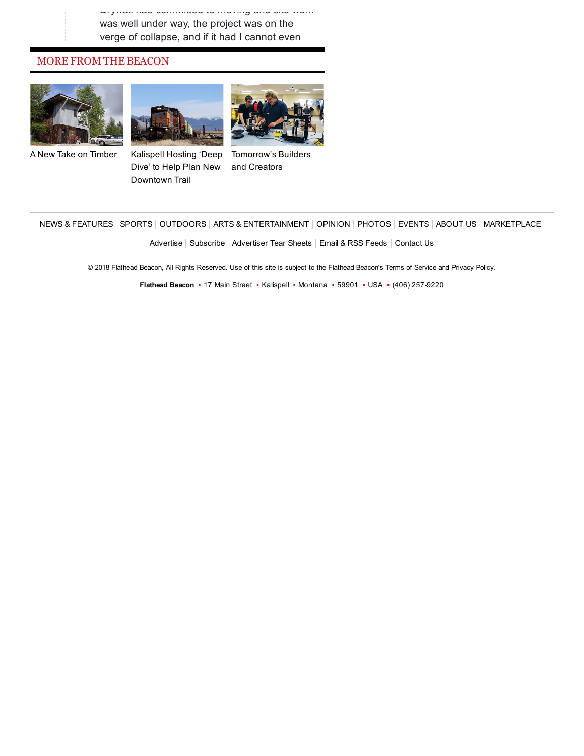Drywall had committed to moving and site work was well under way, the project was on the verge of collapse, and if it had I cannot even

## MORE FROM THE BEACON

A New Take on Timber

Kalispell Hosting 'Deep Dive' to Help Plan New Downtown Trail

Tomorrow's Builders and Creators

NEWS & FEATURES | SPORTS | OUTDOORS | ARTS & ENTERTAINMENT | OPINION | PHOTOS | EVENTS | ABOUT US | MARKETPLACE

Advertise | Subscribe | Advertiser Tear Sheets | Email & RSS Feeds | Contact Us

© 2018 Flathead Beacon, All Rights Reserved. Use of this site is subject to the Flathead Beacon's Terms of Service and Privacy Policy.

**Flathead Beacon** • 17 Main Street • Kalispell • Montana • 59901 • USA • (406) 257-9220